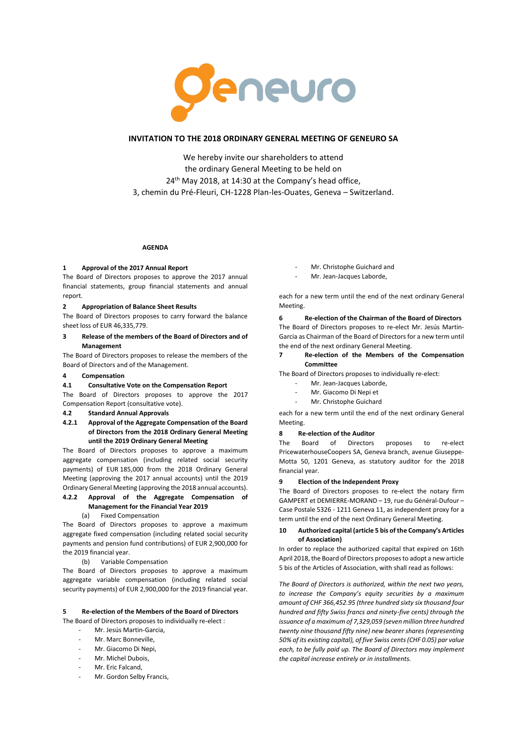# INVITATION TO THE 2018 ORDINARY GENERAL MEETING OF GENEURO SA

We hereby invite our shareholders to attend
the ordinary General Meeting to be held on
24th May 2018, at 14:30 at the Company's head office,
3, chemin du Pré-Fleuri, CH-1228 Plan-les-Ouates, Geneva – Switzerland.

## AGENDA

### 1 Approval of the 2017 Annual Report

The Board of Directors proposes to approve the 2017 annual financial statements, group financial statements and annual report.

### 2 Appropriation of Balance Sheet Results

The Board of Directors proposes to carry forward the balance sheet loss of EUR 46,335,779.

### 3 Release of the members of the Board of Directors and of Management

The Board of Directors proposes to release the members of the Board of Directors and of the Management.

### 4 Compensation

#### 4.1 Consultative Vote on the Compensation Report

The Board of Directors proposes to approve the 2017 Compensation Report (consultative vote).

#### 4.2 Standard Annual Approvals

##### 4.2.1 Approval of the Aggregate Compensation of the Board of Directors from the 2018 Ordinary General Meeting until the 2019 Ordinary General Meeting

The Board of Directors proposes to approve a maximum aggregate compensation (including related social security payments) of EUR 185,000 from the 2018 Ordinary General Meeting (approving the 2017 annual accounts) until the 2019 Ordinary General Meeting (approving the 2018 annual accounts).

##### 4.2.2 Approval of the Aggregate Compensation of Management for the Financial Year 2019

(a) Fixed Compensation

The Board of Directors proposes to approve a maximum aggregate fixed compensation (including related social security payments and pension fund contributions) of EUR 2,900,000 for the 2019 financial year.

(b) Variable Compensation

The Board of Directors proposes to approve a maximum aggregate variable compensation (including related social security payments) of EUR 2,900,000 for the 2019 financial year.

### 5 Re-election of the Members of the Board of Directors

The Board of Directors proposes to individually re-elect :

- Mr. Jesús Martin-Garcia,
- Mr. Marc Bonneville,
- Mr. Giacomo Di Nepi,
- Mr. Michel Dubois,
- Mr. Eric Falcand,
- Mr. Gordon Selby Francis,
- Mr. Christophe Guichard and
- Mr. Jean-Jacques Laborde,

each for a new term until the end of the next ordinary General Meeting.

### 6 Re-election of the Chairman of the Board of Directors

The Board of Directors proposes to re-elect Mr. Jesús Martin-Garcia as Chairman of the Board of Directors for a new term until the end of the next ordinary General Meeting.

### 7 Re-election of the Members of the Compensation Committee

The Board of Directors proposes to individually re-elect:

- Mr. Jean-Jacques Laborde,
- Mr. Giacomo Di Nepi et
- Mr. Christophe Guichard

each for a new term until the end of the next ordinary General Meeting.

### 8 Re-election of the Auditor

The Board of Directors proposes to re-elect PricewaterhouseCoopers SA, Geneva branch, avenue Giuseppe-Motta 50, 1201 Geneva, as statutory auditor for the 2018 financial year.

### 9 Election of the Independent Proxy

The Board of Directors proposes to re-elect the notary firm GAMPERT et DEMIERRE-MORAND – 19, rue du Général-Dufour – Case Postale 5326 - 1211 Geneva 11, as independent proxy for a term until the end of the next Ordinary General Meeting.

### 10 Authorized capital (article 5 bis of the Company's Articles of Association)

In order to replace the authorized capital that expired on 16th April 2018, the Board of Directors proposes to adopt a new article 5 bis of the Articles of Association, with shall read as follows:

*The Board of Directors is authorized, within the next two years, to increase the Company's equity securities by a maximum amount of CHF 366,452.95 (three hundred sixty six thousand four hundred and fifty Swiss francs and ninety-five cents) through the issuance of a maximum of 7,329,059 (seven million three hundred twenty nine thousand fifty nine) new bearer shares (representing 50% of its existing capital), of five Swiss cents (CHF 0.05) par value each, to be fully paid up. The Board of Directors may implement the capital increase entirely or in installments.*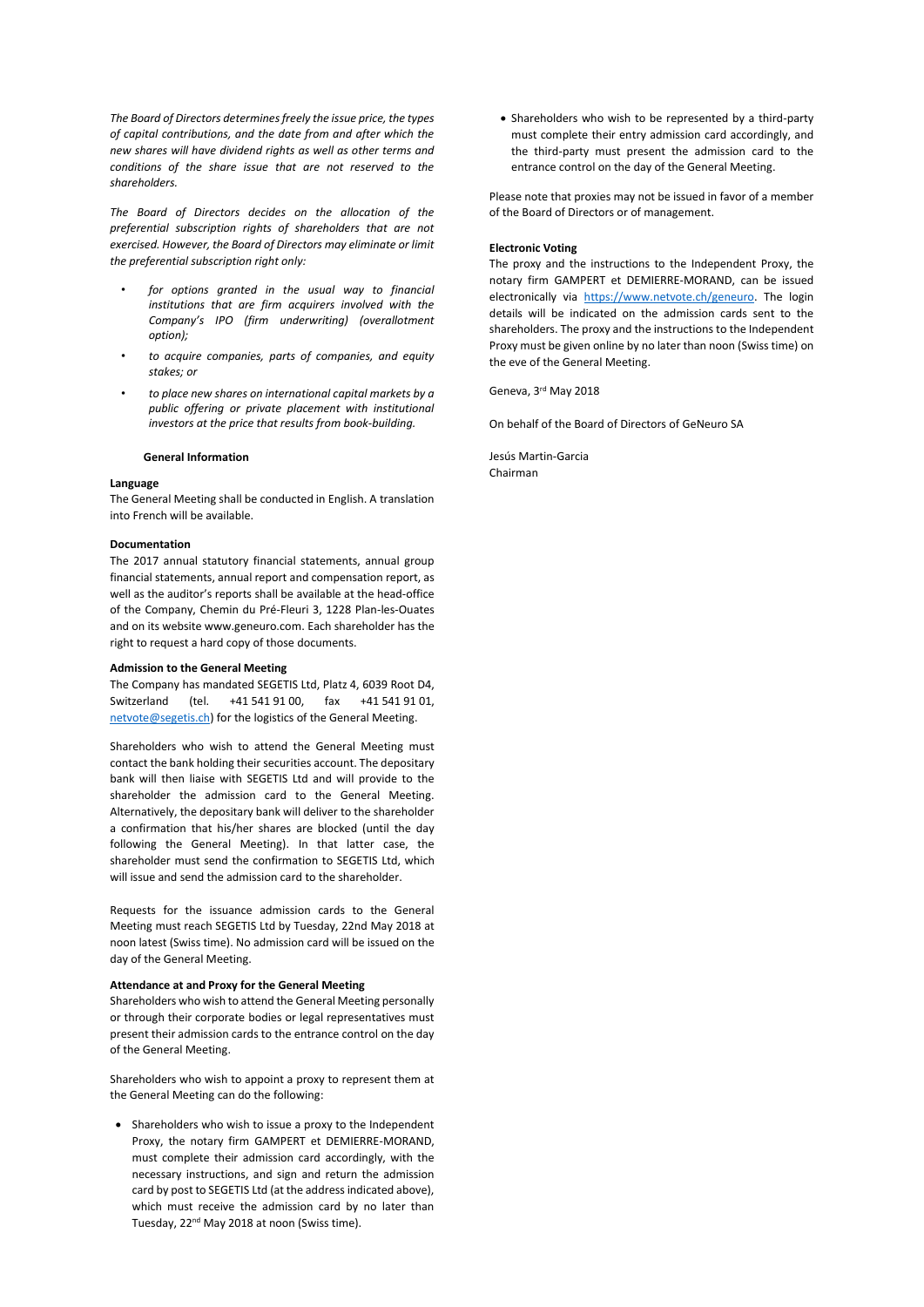*The Board of Directors determines freely the issue price, the types of capital contributions, and the date from and after which the new shares will have dividend rights as well as other terms and conditions of the share issue that are not reserved to the shareholders.*

*The Board of Directors decides on the allocation of the preferential subscription rights of shareholders that are not exercised. However, the Board of Directors may eliminate or limit the preferential subscription right only:*

- *for options granted in the usual way to financial institutions that are firm acquirers involved with the Company's IPO (firm underwriting) (overallotment option);*
- *to acquire companies, parts of companies, and equity stakes; or*
- *to place new shares on international capital markets by a public offering or private placement with institutional investors at the price that results from book-building.*

## General Information

**Language**

The General Meeting shall be conducted in English. A translation into French will be available.

**Documentation**

The 2017 annual statutory financial statements, annual group financial statements, annual report and compensation report, as well as the auditor's reports shall be available at the head-office of the Company, Chemin du Pré-Fleuri 3, 1228 Plan-les-Ouates and on its website www.geneuro.com. Each shareholder has the right to request a hard copy of those documents.

**Admission to the General Meeting**

The Company has mandated SEGETIS Ltd, Platz 4, 6039 Root D4, Switzerland (tel. +41 541 91 00, fax +41 541 91 01, netvote@segetis.ch) for the logistics of the General Meeting.

Shareholders who wish to attend the General Meeting must contact the bank holding their securities account. The depositary bank will then liaise with SEGETIS Ltd and will provide to the shareholder the admission card to the General Meeting. Alternatively, the depositary bank will deliver to the shareholder a confirmation that his/her shares are blocked (until the day following the General Meeting). In that latter case, the shareholder must send the confirmation to SEGETIS Ltd, which will issue and send the admission card to the shareholder.

Requests for the issuance admission cards to the General Meeting must reach SEGETIS Ltd by Tuesday, 22nd May 2018 at noon latest (Swiss time). No admission card will be issued on the day of the General Meeting.

**Attendance at and Proxy for the General Meeting**

Shareholders who wish to attend the General Meeting personally or through their corporate bodies or legal representatives must present their admission cards to the entrance control on the day of the General Meeting.

Shareholders who wish to appoint a proxy to represent them at the General Meeting can do the following:

- Shareholders who wish to issue a proxy to the Independent Proxy, the notary firm GAMPERT et DEMIERRE-MORAND, must complete their admission card accordingly, with the necessary instructions, and sign and return the admission card by post to SEGETIS Ltd (at the address indicated above), which must receive the admission card by no later than Tuesday, 22nd May 2018 at noon (Swiss time).
- Shareholders who wish to be represented by a third-party must complete their entry admission card accordingly, and the third-party must present the admission card to the entrance control on the day of the General Meeting.

Please note that proxies may not be issued in favor of a member of the Board of Directors or of management.

**Electronic Voting**

The proxy and the instructions to the Independent Proxy, the notary firm GAMPERT et DEMIERRE-MORAND, can be issued electronically via https://www.netvote.ch/geneuro. The login details will be indicated on the admission cards sent to the shareholders. The proxy and the instructions to the Independent Proxy must be given online by no later than noon (Swiss time) on the eve of the General Meeting.

Geneva, 3rd May 2018

On behalf of the Board of Directors of GeNeuro SA

Jesús Martin-Garcia
Chairman